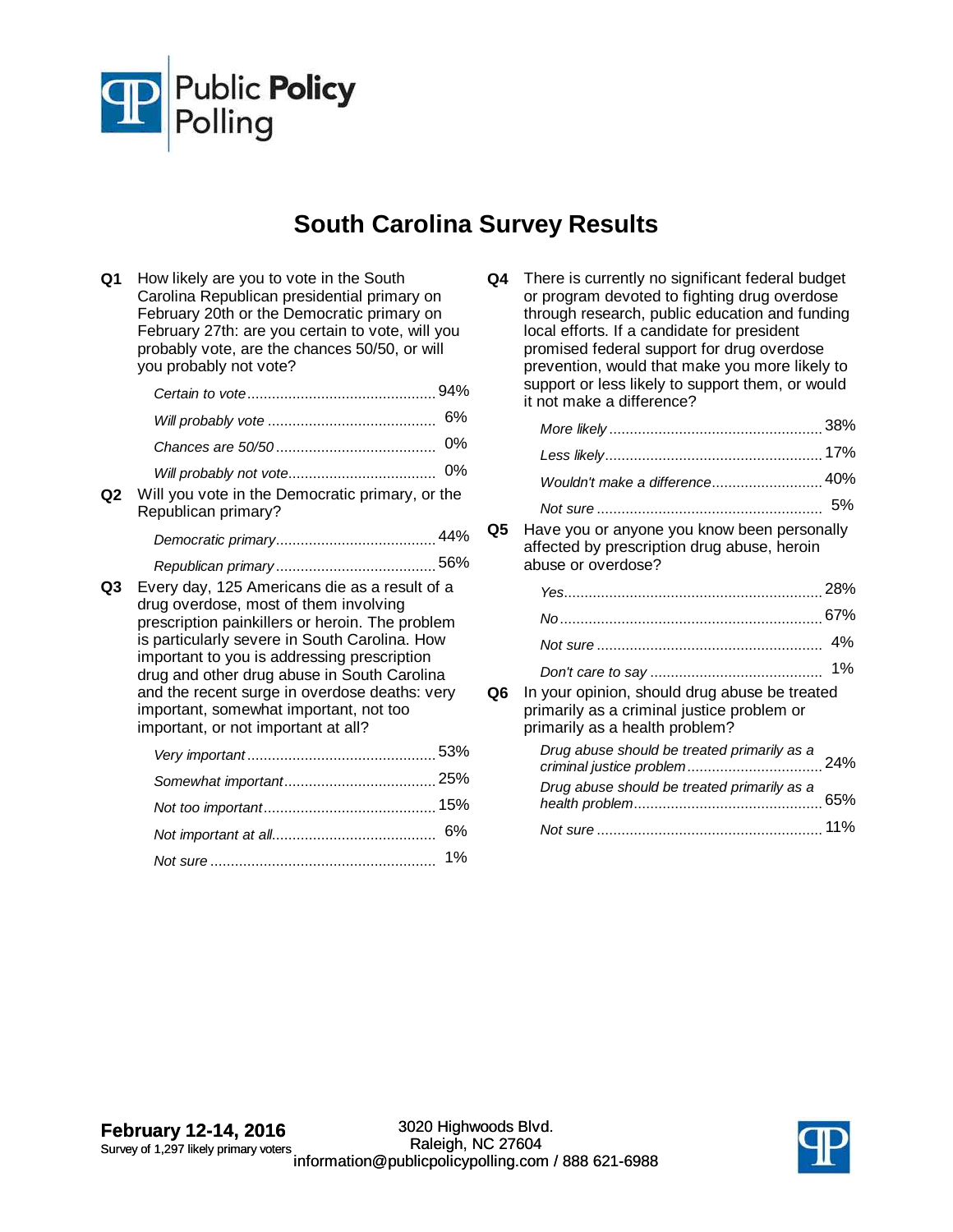Public **Policy** Polling

# South Carolina Survey Results

**Q1** How likely are you to vote in the South Carolina Republican presidential primary on February 20th or the Democratic primary on February 27th: are you certain to vote, will you probably vote, are the chances 50/50, or will you probably not vote?

| | |
|---|---|
| *Certain to vote* | 94% |
| *Will probably vote* | 6% |
| *Chances are 50/50* | 0% |
| *Will probably not vote* | 0% |

**Q2** Will you vote in the Democratic primary, or the Republican primary?

| | |
|---|---|
| *Democratic primary* | 44% |
| *Republican primary* | 56% |

**Q3** Every day, 125 Americans die as a result of a drug overdose, most of them involving prescription painkillers or heroin. The problem is particularly severe in South Carolina. How important to you is addressing prescription drug and other drug abuse in South Carolina and the recent surge in overdose deaths: very important, somewhat important, not too important, or not important at all?

| | |
|---|---|
| *Very important* | 53% |
| *Somewhat important* | 25% |
| *Not too important* | 15% |
| *Not important at all* | 6% |
| *Not sure* | 1% |

**Q4** There is currently no significant federal budget or program devoted to fighting drug overdose through research, public education and funding local efforts. If a candidate for president promised federal support for drug overdose prevention, would that make you more likely to support or less likely to support them, or would it not make a difference?

| | |
|---|---|
| *More likely* | 38% |
| *Less likely* | 17% |
| *Wouldn't make a difference* | 40% |
| *Not sure* | 5% |

**Q5** Have you or anyone you know been personally affected by prescription drug abuse, heroin abuse or overdose?

| | |
|---|---|
| *Yes* | 28% |
| *No* | 67% |
| *Not sure* | 4% |
| *Don't care to say* | 1% |

**Q6** In your opinion, should drug abuse be treated primarily as a criminal justice problem or primarily as a health problem?

| | |
|---|---|
| *Drug abuse should be treated primarily as a criminal justice problem* | 24% |
| *Drug abuse should be treated primarily as a health problem* | 65% |
| *Not sure* | 11% |

**February 12-14, 2016**
Survey of 1,297 likely primary voters

3020 Highwoods Blvd.
Raleigh, NC 27604
information@publicpolicypolling.com / 888 621-6988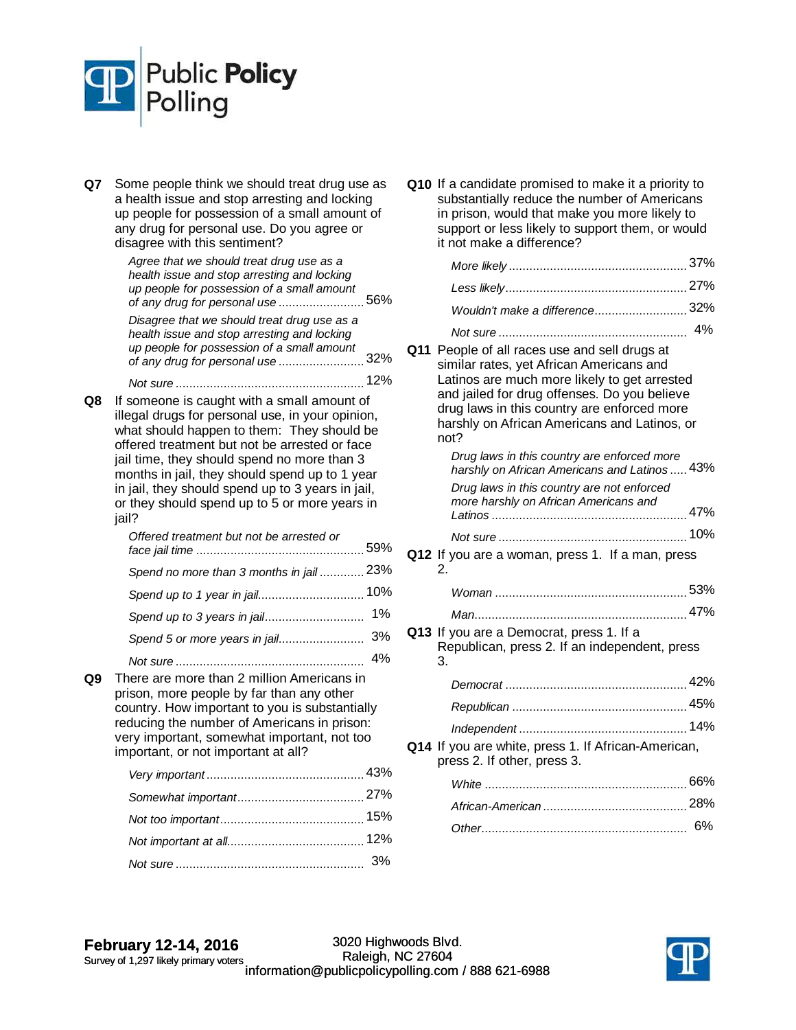**Q7** Some people think we should treat drug use as a health issue and stop arresting and locking up people for possession of a small amount of any drug for personal use. Do you agree or disagree with this sentiment?

| | |
|---|---|
| *Agree that we should treat drug use as a health issue and stop arresting and locking up people for possession of a small amount of any drug for personal use* | 56% |
| *Disagree that we should treat drug use as a health issue and stop arresting and locking up people for possession of a small amount of any drug for personal use* | 32% |
| *Not sure* | 12% |

**Q8** If someone is caught with a small amount of illegal drugs for personal use, in your opinion, what should happen to them: They should be offered treatment but not be arrested or face jail time, they should spend no more than 3 months in jail, they should spend up to 1 year in jail, they should spend up to 3 years in jail, or they should spend up to 5 or more years in jail?

| | |
|---|---|
| *Offered treatment but not be arrested or face jail time* | 59% |
| *Spend no more than 3 months in jail* | 23% |
| *Spend up to 1 year in jail* | 10% |
| *Spend up to 3 years in jail* | 1% |
| *Spend 5 or more years in jail* | 3% |
| *Not sure* | 4% |

**Q9** There are more than 2 million Americans in prison, more people by far than any other country. How important to you is substantially reducing the number of Americans in prison: very important, somewhat important, not too important, or not important at all?

| | |
|---|---|
| *Very important* | 43% |
| *Somewhat important* | 27% |
| *Not too important* | 15% |
| *Not important at all* | 12% |
| *Not sure* | 3% |

**Q10** If a candidate promised to make it a priority to substantially reduce the number of Americans in prison, would that make you more likely to support or less likely to support them, or would it not make a difference?

| | |
|---|---|
| *More likely* | 37% |
| *Less likely* | 27% |
| *Wouldn't make a difference* | 32% |
| *Not sure* | 4% |

**Q11** People of all races use and sell drugs at similar rates, yet African Americans and Latinos are much more likely to get arrested and jailed for drug offenses. Do you believe drug laws in this country are enforced more harshly on African Americans and Latinos, or not?

| | |
|---|---|
| *Drug laws in this country are enforced more harshly on African Americans and Latinos* | 43% |
| *Drug laws in this country are not enforced more harshly on African Americans and Latinos* | 47% |
| *Not sure* | 10% |

**Q12** If you are a woman, press 1. If a man, press 2.

| | |
|---|---|
| *Woman* | 53% |
| *Man* | 47% |

**Q13** If you are a Democrat, press 1. If a Republican, press 2. If an independent, press 3.

| | |
|---|---|
| *Democrat* | 42% |
| *Republican* | 45% |
| *Independent* | 14% |

**Q14** If you are white, press 1. If African-American, press 2. If other, press 3.

| | |
|---|---|
| *White* | 66% |
| *African-American* | 28% |
| *Other* | 6% |

**February 12-14, 2016**
Survey of 1,297 likely primary voters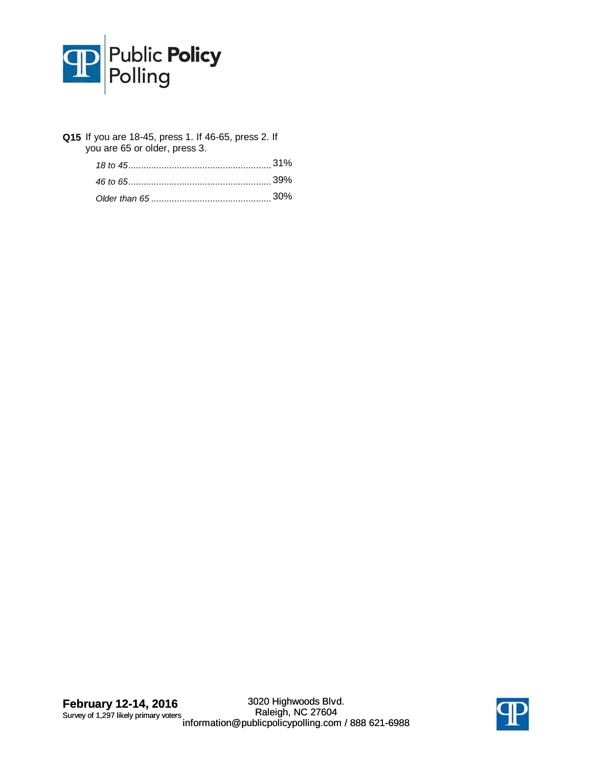**Q15** If you are 18-45, press 1. If 46-65, press 2. If you are 65 or older, press 3.

| | |
|---|---|
| *18 to 45* | 31% |
| *46 to 65* | 39% |
| *Older than 65* | 30% |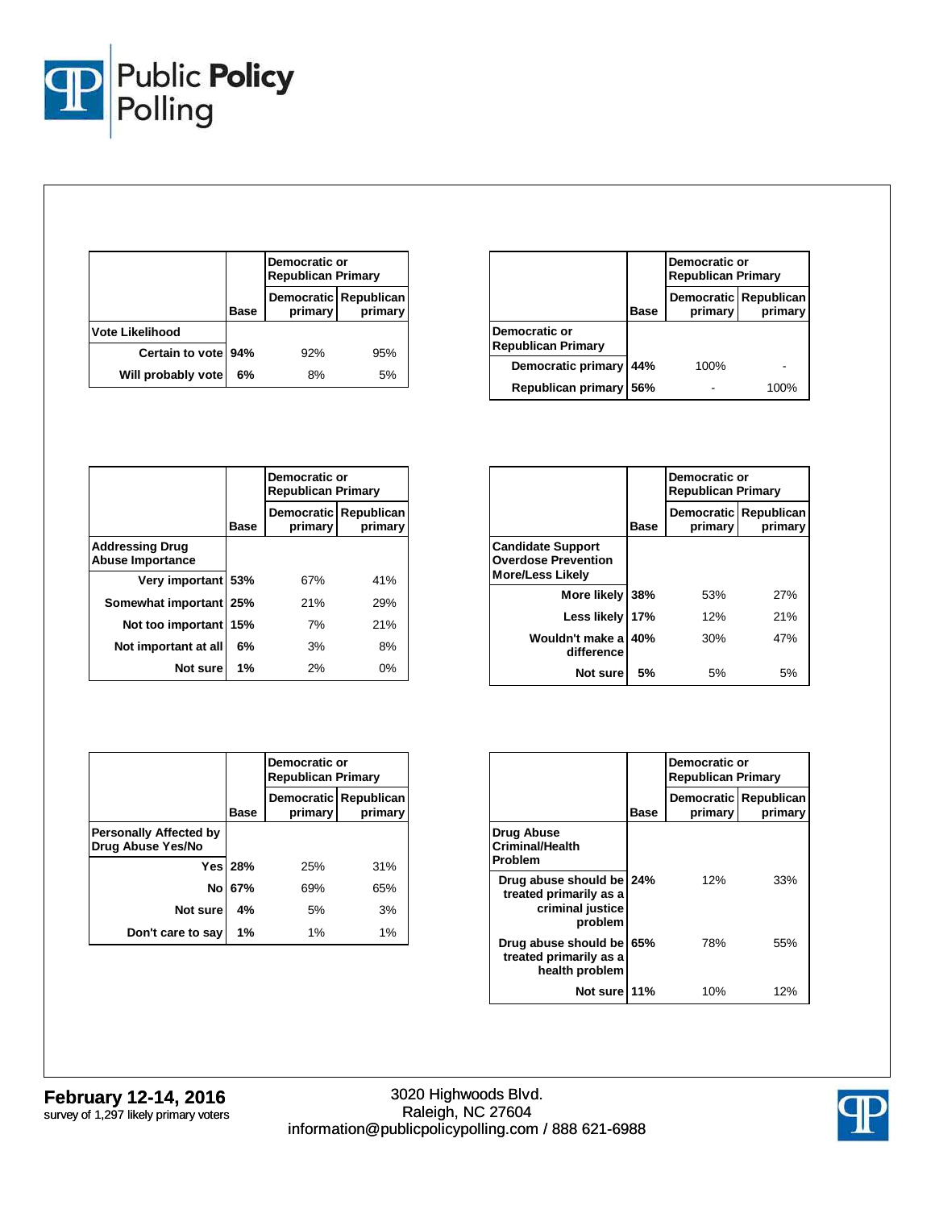| | Base | Democratic or Republican Primary | |
|---|---|---|---|
| | | Democratic primary | Republican primary |
| **Vote Likelihood** | | | |
| Certain to vote | 94% | 92% | 95% |
| Will probably vote | 6% | 8% | 5% |

| | Base | Democratic or Republican Primary | |
|---|---|---|---|
| | | Democratic primary | Republican primary |
| **Democratic or Republican Primary** | | | |
| Democratic primary | 44% | 100% | - |
| Republican primary | 56% | - | 100% |

| | Base | Democratic or Republican Primary | |
|---|---|---|---|
| | | Democratic primary | Republican primary |
| **Addressing Drug Abuse Importance** | | | |
| Very important | 53% | 67% | 41% |
| Somewhat important | 25% | 21% | 29% |
| Not too important | 15% | 7% | 21% |
| Not important at all | 6% | 3% | 8% |
| Not sure | 1% | 2% | 0% |

| | Base | Democratic or Republican Primary | |
|---|---|---|---|
| | | Democratic primary | Republican primary |
| **Candidate Support Overdose Prevention More/Less Likely** | | | |
| More likely | 38% | 53% | 27% |
| Less likely | 17% | 12% | 21% |
| Wouldn't make a difference | 40% | 30% | 47% |
| Not sure | 5% | 5% | 5% |

| | Base | Democratic or Republican Primary | |
|---|---|---|---|
| | | Democratic primary | Republican primary |
| **Personally Affected by Drug Abuse Yes/No** | | | |
| Yes | 28% | 25% | 31% |
| No | 67% | 69% | 65% |
| Not sure | 4% | 5% | 3% |
| Don't care to say | 1% | 1% | 1% |

| | Base | Democratic or Republican Primary | |
|---|---|---|---|
| | | Democratic primary | Republican primary |
| **Drug Abuse Criminal/Health Problem** | | | |
| Drug abuse should be treated primarily as a criminal justice problem | 24% | 12% | 33% |
| Drug abuse should be treated primarily as a health problem | 65% | 78% | 55% |
| Not sure | 11% | 10% | 12% |

**February 12-14, 2016**
survey of 1,297 likely primary voters

3020 Highwoods Blvd.
Raleigh, NC 27604
information@publicpolicypolling.com / 888 621-6988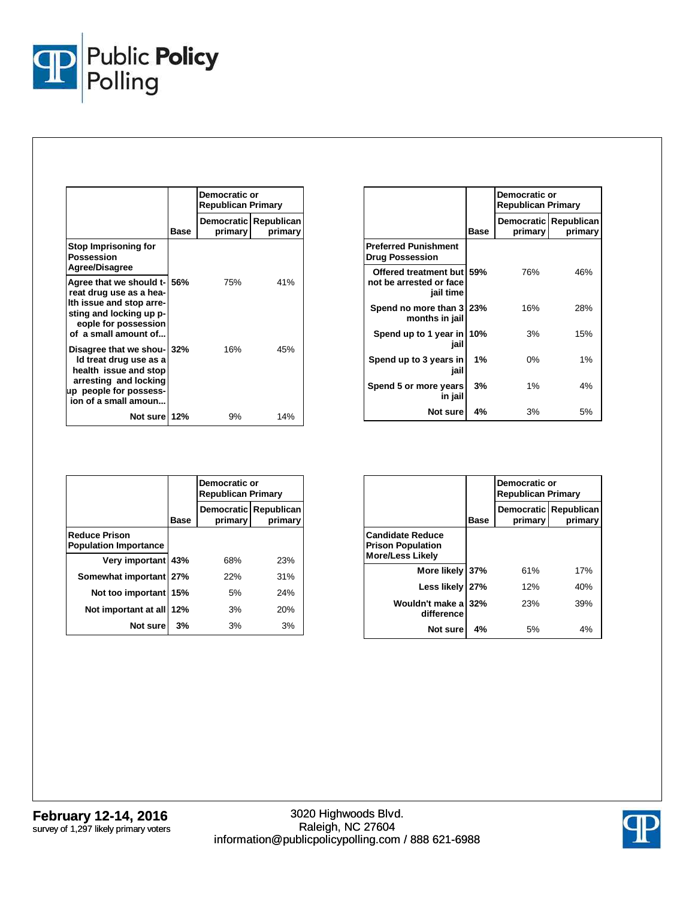| | Base | Democratic or Republican Primary | |
|---|---|---|---|
| | | Democratic primary | Republican primary |
| **Stop Imprisoning for Possession Agree/Disagree** | | | |
| Agree that we should treat drug use as a health issue and stop arresting and locking up people for possession of a small amount of... | 56% | 75% | 41% |
| Disagree that we should treat drug use as a health issue and stop arresting and locking up people for possession of a small amoun... | 32% | 16% | 45% |
| Not sure | 12% | 9% | 14% |

| | Base | Democratic or Republican Primary | |
|---|---|---|---|
| | | Democratic primary | Republican primary |
| **Preferred Punishment Drug Possession** | | | |
| Offered treatment but not be arrested or face jail time | 59% | 76% | 46% |
| Spend no more than 3 months in jail | 23% | 16% | 28% |
| Spend up to 1 year in jail | 10% | 3% | 15% |
| Spend up to 3 years in jail | 1% | 0% | 1% |
| Spend 5 or more years in jail | 3% | 1% | 4% |
| Not sure | 4% | 3% | 5% |

| | Base | Democratic or Republican Primary | |
|---|---|---|---|
| | | Democratic primary | Republican primary |
| **Reduce Prison Population Importance** | | | |
| Very important | 43% | 68% | 23% |
| Somewhat important | 27% | 22% | 31% |
| Not too important | 15% | 5% | 24% |
| Not important at all | 12% | 3% | 20% |
| Not sure | 3% | 3% | 3% |

| | Base | Democratic or Republican Primary | |
|---|---|---|---|
| | | Democratic primary | Republican primary |
| **Candidate Reduce Prison Population More/Less Likely** | | | |
| More likely | 37% | 61% | 17% |
| Less likely | 27% | 12% | 40% |
| Wouldn't make a difference | 32% | 23% | 39% |
| Not sure | 4% | 5% | 4% |

**February 12-14, 2016**
survey of 1,297 likely primary voters

3020 Highwoods Blvd.
Raleigh, NC 27604
information@publicpolicypolling.com / 888 621-6988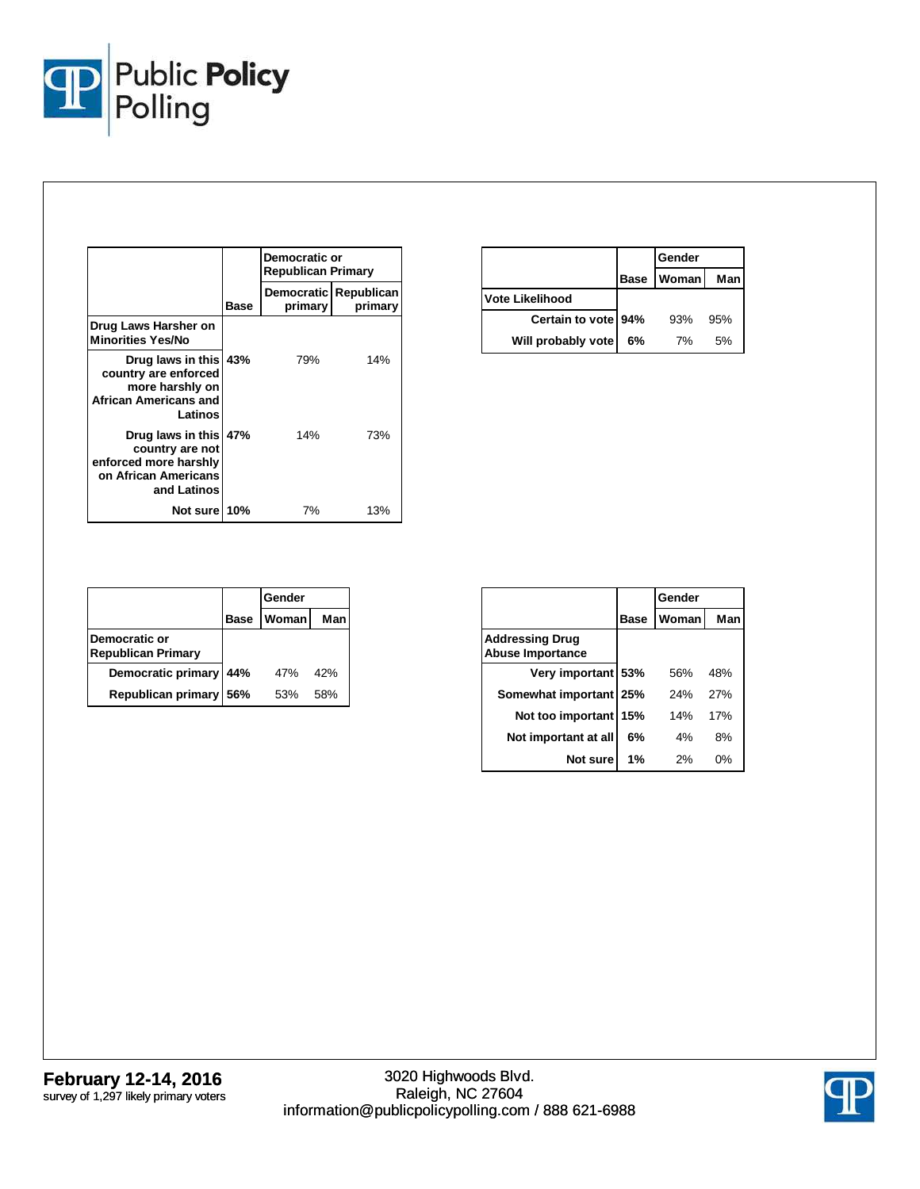| | Base | Democratic or Republican Primary | |
|---|---|---|---|
| | | Democratic primary | Republican primary |
| **Drug Laws Harsher on Minorities Yes/No** | | | |
| Drug laws in this country are enforced more harshly on African Americans and Latinos | 43% | 79% | 14% |
| Drug laws in this country are not enforced more harshly on African Americans and Latinos | 47% | 14% | 73% |
| Not sure | 10% | 7% | 13% |

| | Base | Gender | |
|---|---|---|---|
| | | Woman | Man |
| **Vote Likelihood** | | | |
| Certain to vote | 94% | 93% | 95% |
| Will probably vote | 6% | 7% | 5% |

| | Base | Gender | |
|---|---|---|---|
| | | Woman | Man |
| **Democratic or Republican Primary** | | | |
| Democratic primary | 44% | 47% | 42% |
| Republican primary | 56% | 53% | 58% |

| | Base | Gender | |
|---|---|---|---|
| | | Woman | Man |
| **Addressing Drug Abuse Importance** | | | |
| Very important | 53% | 56% | 48% |
| Somewhat important | 25% | 24% | 27% |
| Not too important | 15% | 14% | 17% |
| Not important at all | 6% | 4% | 8% |
| Not sure | 1% | 2% | 0% |

**February 12-14, 2016**
survey of 1,297 likely primary voters

3020 Highwoods Blvd.
Raleigh, NC 27604
information@publicpolicypolling.com / 888 621-6988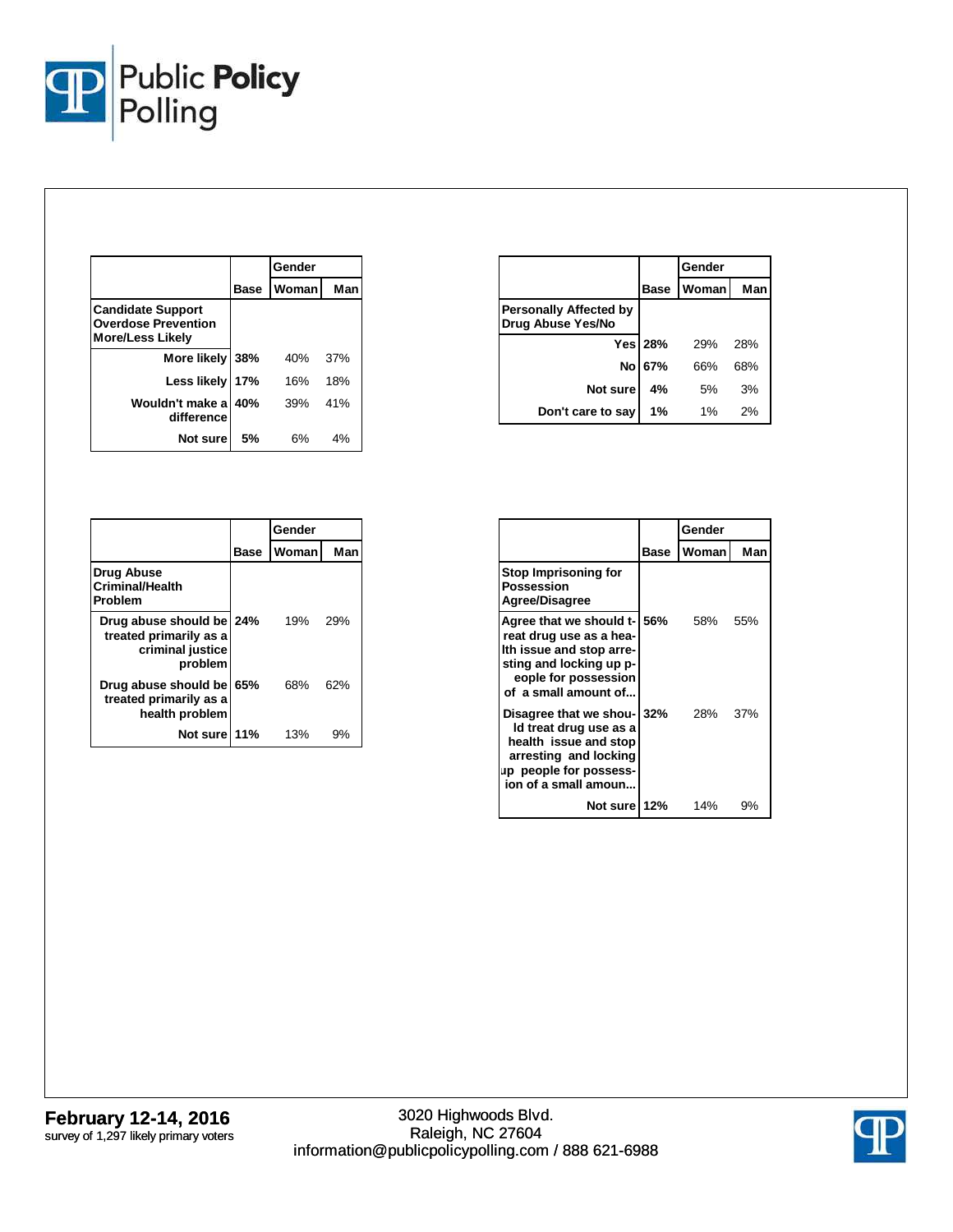| Candidate Support Overdose Prevention More/Less Likely | Base | Gender | |
|---|---|---|---|
| | | Woman | Man |
| More likely | 38% | 40% | 37% |
| Less likely | 17% | 16% | 18% |
| Wouldn't make a difference | 40% | 39% | 41% |
| Not sure | 5% | 6% | 4% |

| Personally Affected by Drug Abuse Yes/No | Base | Gender | |
|---|---|---|---|
| | | Woman | Man |
| Yes | 28% | 29% | 28% |
| No | 67% | 66% | 68% |
| Not sure | 4% | 5% | 3% |
| Don't care to say | 1% | 1% | 2% |

| Drug Abuse Criminal/Health Problem | Base | Gender | |
|---|---|---|---|
| | | Woman | Man |
| Drug abuse should be treated primarily as a criminal justice problem | 24% | 19% | 29% |
| Drug abuse should be treated primarily as a health problem | 65% | 68% | 62% |
| Not sure | 11% | 13% | 9% |

| Stop Imprisoning for Possession Agree/Disagree | Base | Gender | |
|---|---|---|---|
| | | Woman | Man |
| Agree that we should treat drug use as a health issue and stop arresting and locking up people for possession of a small amount of... | 56% | 58% | 55% |
| Disagree that we should treat drug use as a health issue and stop arresting and locking up people for possession of a small amoun... | 32% | 28% | 37% |
| Not sure | 12% | 14% | 9% |

**February 12-14, 2016**
survey of 1,297 likely primary voters

3020 Highwoods Blvd.
Raleigh, NC 27604
information@publicpolicypolling.com / 888 621-6988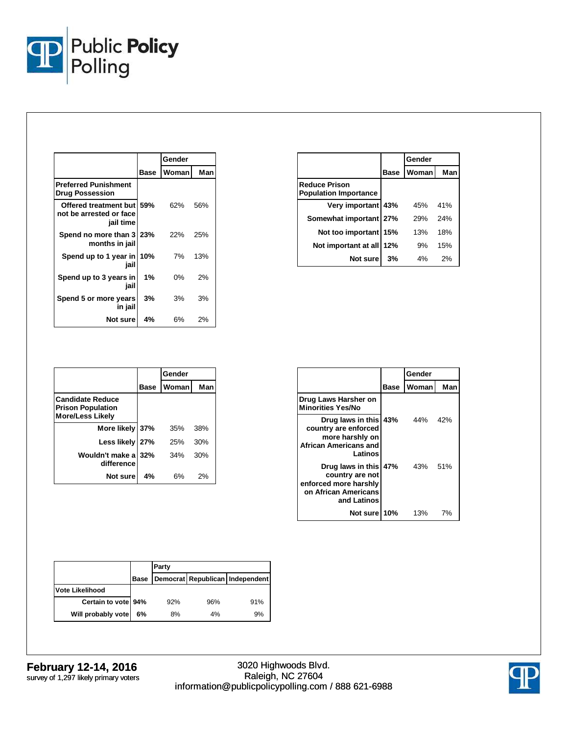| | Base | Gender | |
|---|---|---|---|
| | | Woman | Man |
| **Preferred Punishment Drug Possession** | | | |
| Offered treatment but not be arrested or face jail time | 59% | 62% | 56% |
| Spend no more than 3 months in jail | 23% | 22% | 25% |
| Spend up to 1 year in jail | 10% | 7% | 13% |
| Spend up to 3 years in jail | 1% | 0% | 2% |
| Spend 5 or more years in jail | 3% | 3% | 3% |
| Not sure | 4% | 6% | 2% |

| | Base | Gender | |
|---|---|---|---|
| | | Woman | Man |
| **Reduce Prison Population Importance** | | | |
| Very important | 43% | 45% | 41% |
| Somewhat important | 27% | 29% | 24% |
| Not too important | 15% | 13% | 18% |
| Not important at all | 12% | 9% | 15% |
| Not sure | 3% | 4% | 2% |

| | Base | Gender | |
|---|---|---|---|
| | | Woman | Man |
| **Candidate Reduce Prison Population More/Less Likely** | | | |
| More likely | 37% | 35% | 38% |
| Less likely | 27% | 25% | 30% |
| Wouldn't make a difference | 32% | 34% | 30% |
| Not sure | 4% | 6% | 2% |

| | Base | Gender | |
|---|---|---|---|
| | | Woman | Man |
| **Drug Laws Harsher on Minorities Yes/No** | | | |
| Drug laws in this country are enforced more harshly on African Americans and Latinos | 43% | 44% | 42% |
| Drug laws in this country are not enforced more harshly on African Americans and Latinos | 47% | 43% | 51% |
| Not sure | 10% | 13% | 7% |

| | Base | Party | | |
|---|---|---|---|---|
| | | Democrat | Republican | Independent |
| **Vote Likelihood** | | | | |
| Certain to vote | 94% | 92% | 96% | 91% |
| Will probably vote | 6% | 8% | 4% | 9% |

**February 12-14, 2016**
survey of 1,297 likely primary voters

3020 Highwoods Blvd.
Raleigh, NC 27604
information@publicpolicypolling.com / 888 621-6988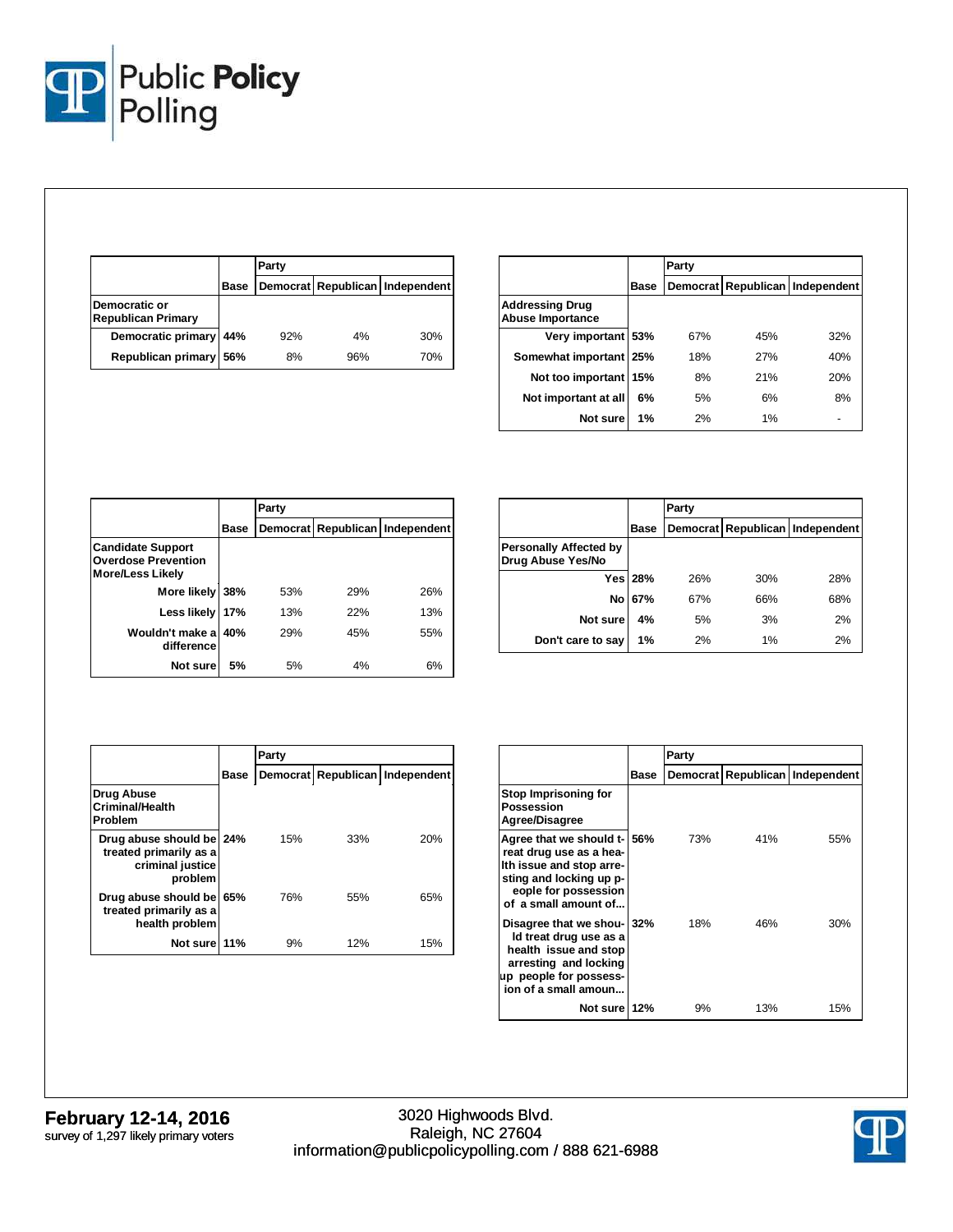| Democratic or Republican Primary | Base | Party: Democrat | Party: Republican | Party: Independent |
|---|---|---|---|---|
| Democratic primary | 44% | 92% | 4% | 30% |
| Republican primary | 56% | 8% | 96% | 70% |

| Addressing Drug Abuse Importance | Base | Party: Democrat | Party: Republican | Party: Independent |
|---|---|---|---|---|
| Very important | 53% | 67% | 45% | 32% |
| Somewhat important | 25% | 18% | 27% | 40% |
| Not too important | 15% | 8% | 21% | 20% |
| Not important at all | 6% | 5% | 6% | 8% |
| Not sure | 1% | 2% | 1% | - |

| Candidate Support Overdose Prevention More/Less Likely | Base | Party: Democrat | Party: Republican | Party: Independent |
|---|---|---|---|---|
| More likely | 38% | 53% | 29% | 26% |
| Less likely | 17% | 13% | 22% | 13% |
| Wouldn't make a difference | 40% | 29% | 45% | 55% |
| Not sure | 5% | 5% | 4% | 6% |

| Personally Affected by Drug Abuse Yes/No | Base | Party: Democrat | Party: Republican | Party: Independent |
|---|---|---|---|---|
| Yes | 28% | 26% | 30% | 28% |
| No | 67% | 67% | 66% | 68% |
| Not sure | 4% | 5% | 3% | 2% |
| Don't care to say | 1% | 2% | 1% | 2% |

| Drug Abuse Criminal/Health Problem | Base | Party: Democrat | Party: Republican | Party: Independent |
|---|---|---|---|---|
| Drug abuse should be treated primarily as a criminal justice problem | 24% | 15% | 33% | 20% |
| Drug abuse should be treated primarily as a health problem | 65% | 76% | 55% | 65% |
| Not sure | 11% | 9% | 12% | 15% |

| Stop Imprisoning for Possession Agree/Disagree | Base | Party: Democrat | Party: Republican | Party: Independent |
|---|---|---|---|---|
| Agree that we should treat drug use as a health issue and stop arresting and locking up people for possession of a small amount of... | 56% | 73% | 41% | 55% |
| Disagree that we should treat drug use as a health issue and stop arresting and locking up people for possession of a small amoun... | 32% | 18% | 46% | 30% |
| Not sure | 12% | 9% | 13% | 15% |

**February 12-14, 2016**
survey of 1,297 likely primary voters

3020 Highwoods Blvd.
Raleigh, NC 27604
information@publicpolicypolling.com / 888 621-6988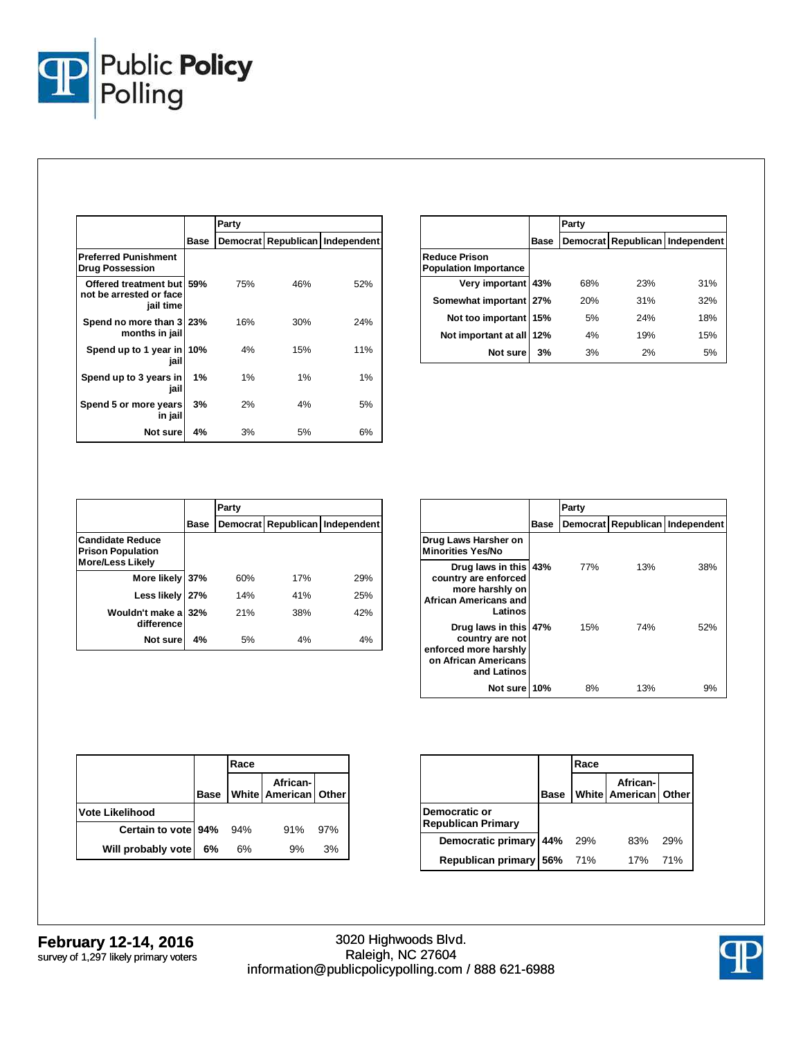| | Base | Party | | |
|---|---|---|---|---|
| | | Democrat | Republican | Independent |
| **Preferred Punishment Drug Possession** | | | | |
| Offered treatment but not be arrested or face jail time | 59% | 75% | 46% | 52% |
| Spend no more than 3 months in jail | 23% | 16% | 30% | 24% |
| Spend up to 1 year in jail | 10% | 4% | 15% | 11% |
| Spend up to 3 years in jail | 1% | 1% | 1% | 1% |
| Spend 5 or more years in jail | 3% | 2% | 4% | 5% |
| Not sure | 4% | 3% | 5% | 6% |

| | Base | Party | | |
|---|---|---|---|---|
| | | Democrat | Republican | Independent |
| **Reduce Prison Population Importance** | | | | |
| Very important | 43% | 68% | 23% | 31% |
| Somewhat important | 27% | 20% | 31% | 32% |
| Not too important | 15% | 5% | 24% | 18% |
| Not important at all | 12% | 4% | 19% | 15% |
| Not sure | 3% | 3% | 2% | 5% |

| | Base | Party | | |
|---|---|---|---|---|
| | | Democrat | Republican | Independent |
| **Candidate Reduce Prison Population More/Less Likely** | | | | |
| More likely | 37% | 60% | 17% | 29% |
| Less likely | 27% | 14% | 41% | 25% |
| Wouldn't make a difference | 32% | 21% | 38% | 42% |
| Not sure | 4% | 5% | 4% | 4% |

| | Base | Party | | |
|---|---|---|---|---|
| | | Democrat | Republican | Independent |
| **Drug Laws Harsher on Minorities Yes/No** | | | | |
| Drug laws in this country are enforced more harshly on African Americans and Latinos | 43% | 77% | 13% | 38% |
| Drug laws in this country are not enforced more harshly on African Americans and Latinos | 47% | 15% | 74% | 52% |
| Not sure | 10% | 8% | 13% | 9% |

| | Base | Race | | |
|---|---|---|---|---|
| | | White | African-American | Other |
| **Vote Likelihood** | | | | |
| Certain to vote | 94% | 94% | 91% | 97% |
| Will probably vote | 6% | 6% | 9% | 3% |

| | Base | Race | | |
|---|---|---|---|---|
| | | White | African-American | Other |
| **Democratic or Republican Primary** | | | | |
| Democratic primary | 44% | 29% | 83% | 29% |
| Republican primary | 56% | 71% | 17% | 71% |

**February 12-14, 2016**
survey of 1,297 likely primary voters

3020 Highwoods Blvd.
Raleigh, NC 27604
information@publicpolicypolling.com / 888 621-6988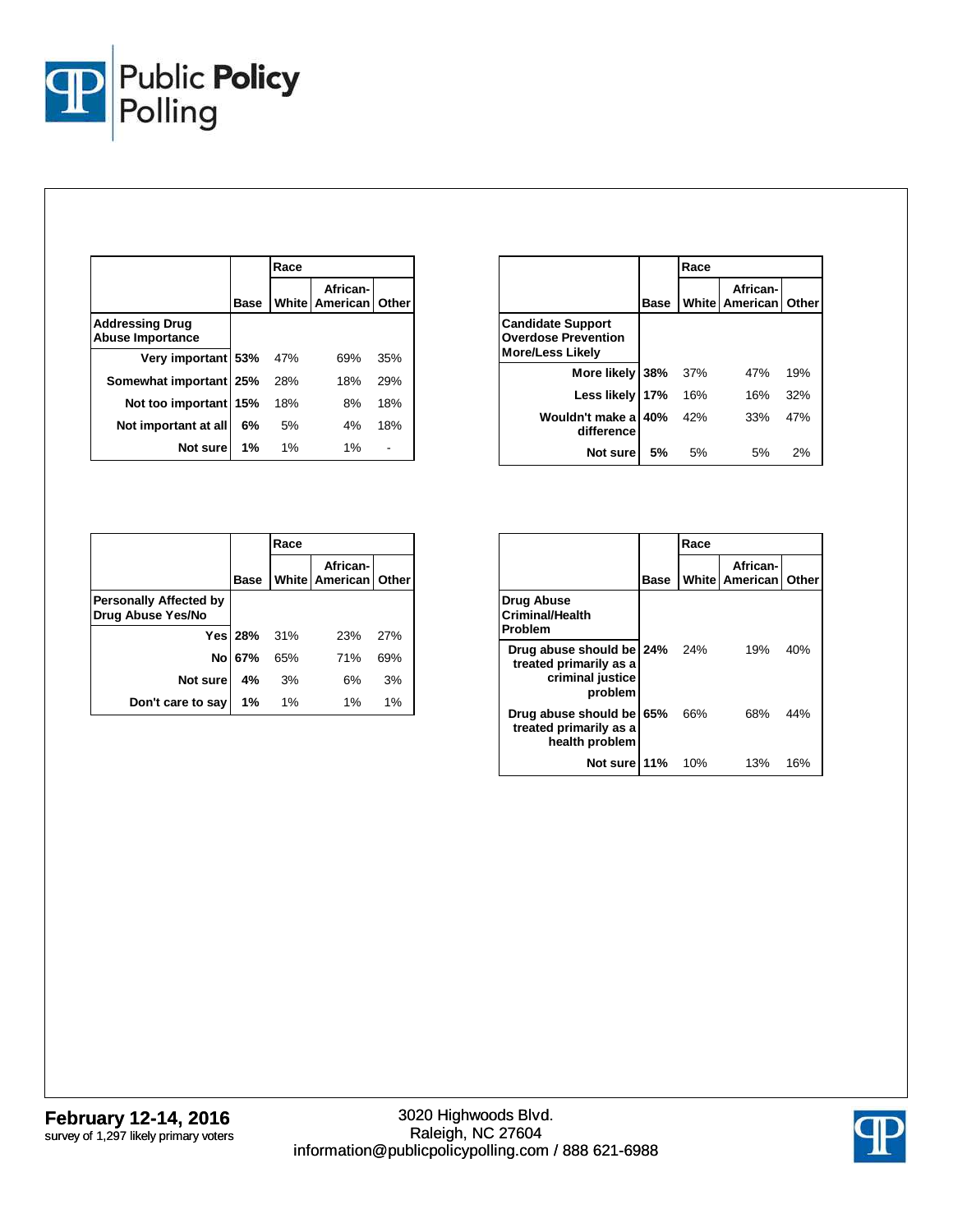| | Base | Race | | |
|---|---|---|---|---|
| | | White | African-American | Other |
| **Addressing Drug Abuse Importance** | | | | |
| Very important | 53% | 47% | 69% | 35% |
| Somewhat important | 25% | 28% | 18% | 29% |
| Not too important | 15% | 18% | 8% | 18% |
| Not important at all | 6% | 5% | 4% | 18% |
| Not sure | 1% | 1% | 1% | - |

| | Base | Race | | |
|---|---|---|---|---|
| | | White | African-American | Other |
| **Candidate Support Overdose Prevention More/Less Likely** | | | | |
| More likely | 38% | 37% | 47% | 19% |
| Less likely | 17% | 16% | 16% | 32% |
| Wouldn't make a difference | 40% | 42% | 33% | 47% |
| Not sure | 5% | 5% | 5% | 2% |

| | Base | Race | | |
|---|---|---|---|---|
| | | White | African-American | Other |
| **Personally Affected by Drug Abuse Yes/No** | | | | |
| Yes | 28% | 31% | 23% | 27% |
| No | 67% | 65% | 71% | 69% |
| Not sure | 4% | 3% | 6% | 3% |
| Don't care to say | 1% | 1% | 1% | 1% |

| | Base | Race | | |
|---|---|---|---|---|
| | | White | African-American | Other |
| **Drug Abuse Criminal/Health Problem** | | | | |
| Drug abuse should be treated primarily as a criminal justice problem | 24% | 24% | 19% | 40% |
| Drug abuse should be treated primarily as a health problem | 65% | 66% | 68% | 44% |
| Not sure | 11% | 10% | 13% | 16% |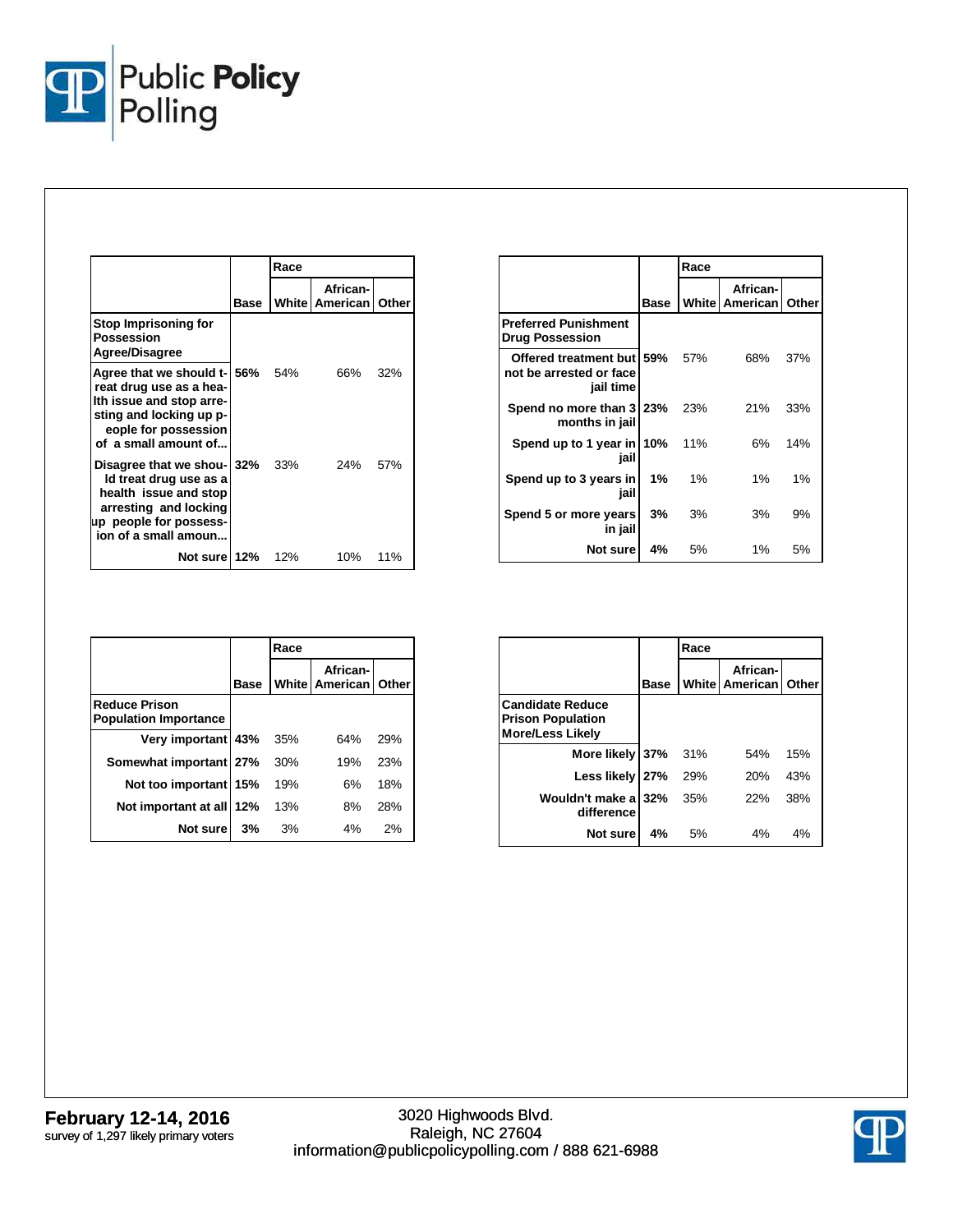| | Base | Race | | |
|---|---|---|---|---|
| | | White | African-American | Other |
| **Stop Imprisoning for Possession Agree/Disagree** | | | | |
| Agree that we should treat drug use as a health issue and stop arresting and locking up people for possession of a small amount of... | 56% | 54% | 66% | 32% |
| Disagree that we should treat drug use as a health issue and stop arresting and locking up people for possession of a small amoun... | 32% | 33% | 24% | 57% |
| Not sure | 12% | 12% | 10% | 11% |

| | Base | Race | | |
|---|---|---|---|---|
| | | White | African-American | Other |
| **Preferred Punishment Drug Possession** | | | | |
| Offered treatment but not be arrested or face jail time | 59% | 57% | 68% | 37% |
| Spend no more than 3 months in jail | 23% | 23% | 21% | 33% |
| Spend up to 1 year in jail | 10% | 11% | 6% | 14% |
| Spend up to 3 years in jail | 1% | 1% | 1% | 1% |
| Spend 5 or more years in jail | 3% | 3% | 3% | 9% |
| Not sure | 4% | 5% | 1% | 5% |

| | Base | Race | | |
|---|---|---|---|---|
| | | White | African-American | Other |
| **Reduce Prison Population Importance** | | | | |
| Very important | 43% | 35% | 64% | 29% |
| Somewhat important | 27% | 30% | 19% | 23% |
| Not too important | 15% | 19% | 6% | 18% |
| Not important at all | 12% | 13% | 8% | 28% |
| Not sure | 3% | 3% | 4% | 2% |

| | Base | Race | | |
|---|---|---|---|---|
| | | White | African-American | Other |
| **Candidate Reduce Prison Population More/Less Likely** | | | | |
| More likely | 37% | 31% | 54% | 15% |
| Less likely | 27% | 29% | 20% | 43% |
| Wouldn't make a difference | 32% | 35% | 22% | 38% |
| Not sure | 4% | 5% | 4% | 4% |

**February 12-14, 2016**
survey of 1,297 likely primary voters

3020 Highwoods Blvd.
Raleigh, NC 27604
information@publicpolicypolling.com / 888 621-6988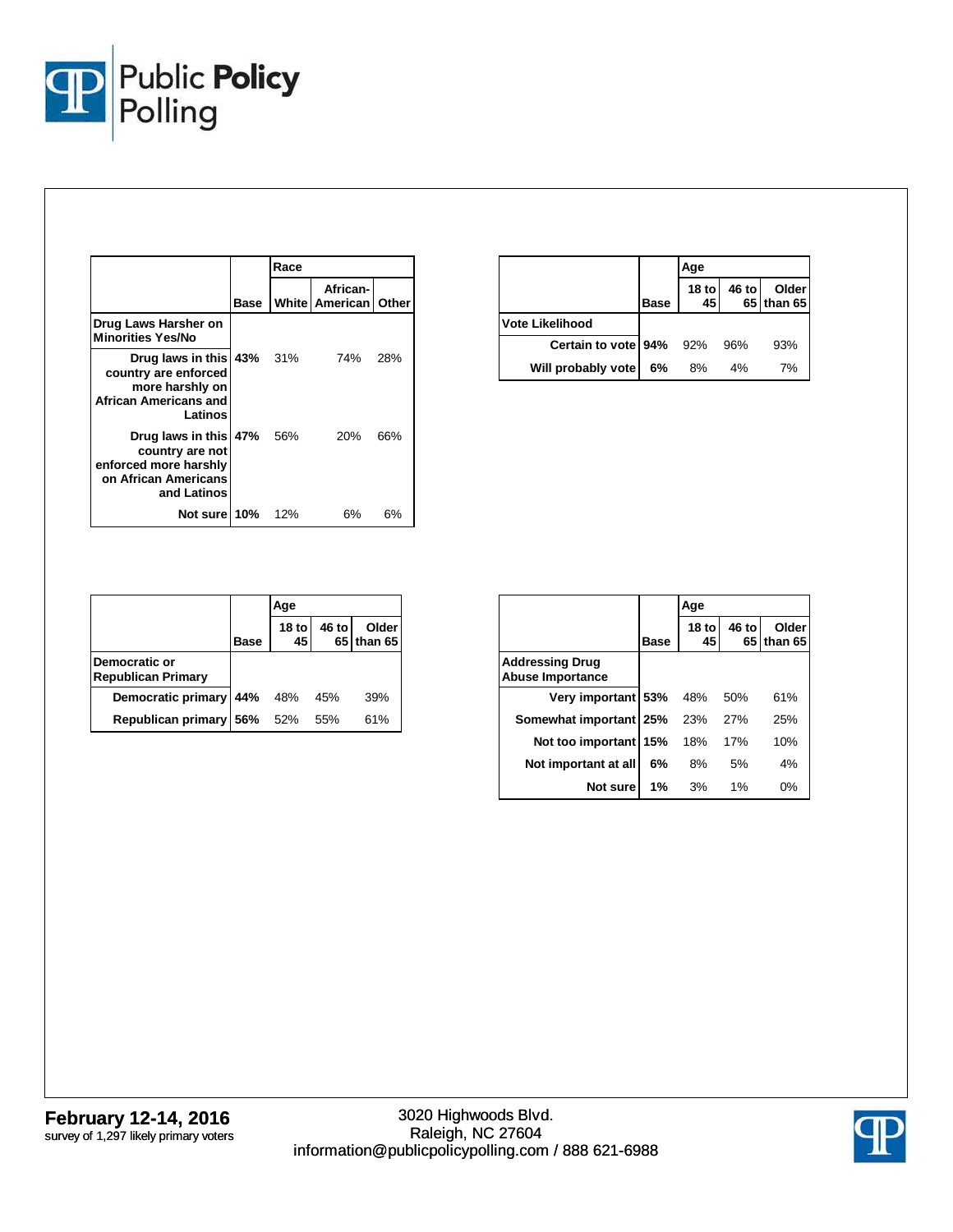| | Base | Race | | |
|---|---|---|---|---|
| | | White | African-American | Other |
| **Drug Laws Harsher on Minorities Yes/No** | | | | |
| Drug laws in this country are enforced more harshly on African Americans and Latinos | 43% | 31% | 74% | 28% |
| Drug laws in this country are not enforced more harshly on African Americans and Latinos | 47% | 56% | 20% | 66% |
| Not sure | 10% | 12% | 6% | 6% |

| | Base | Age | | |
|---|---|---|---|---|
| | | 18 to 45 | 46 to 65 | Older than 65 |
| **Vote Likelihood** | | | | |
| Certain to vote | 94% | 92% | 96% | 93% |
| Will probably vote | 6% | 8% | 4% | 7% |

| | Base | Age | | |
|---|---|---|---|---|
| | | 18 to 45 | 46 to 65 | Older than 65 |
| **Democratic or Republican Primary** | | | | |
| Democratic primary | 44% | 48% | 45% | 39% |
| Republican primary | 56% | 52% | 55% | 61% |

| | Base | Age | | |
|---|---|---|---|---|
| | | 18 to 45 | 46 to 65 | Older than 65 |
| **Addressing Drug Abuse Importance** | | | | |
| Very important | 53% | 48% | 50% | 61% |
| Somewhat important | 25% | 23% | 27% | 25% |
| Not too important | 15% | 18% | 17% | 10% |
| Not important at all | 6% | 8% | 5% | 4% |
| Not sure | 1% | 3% | 1% | 0% |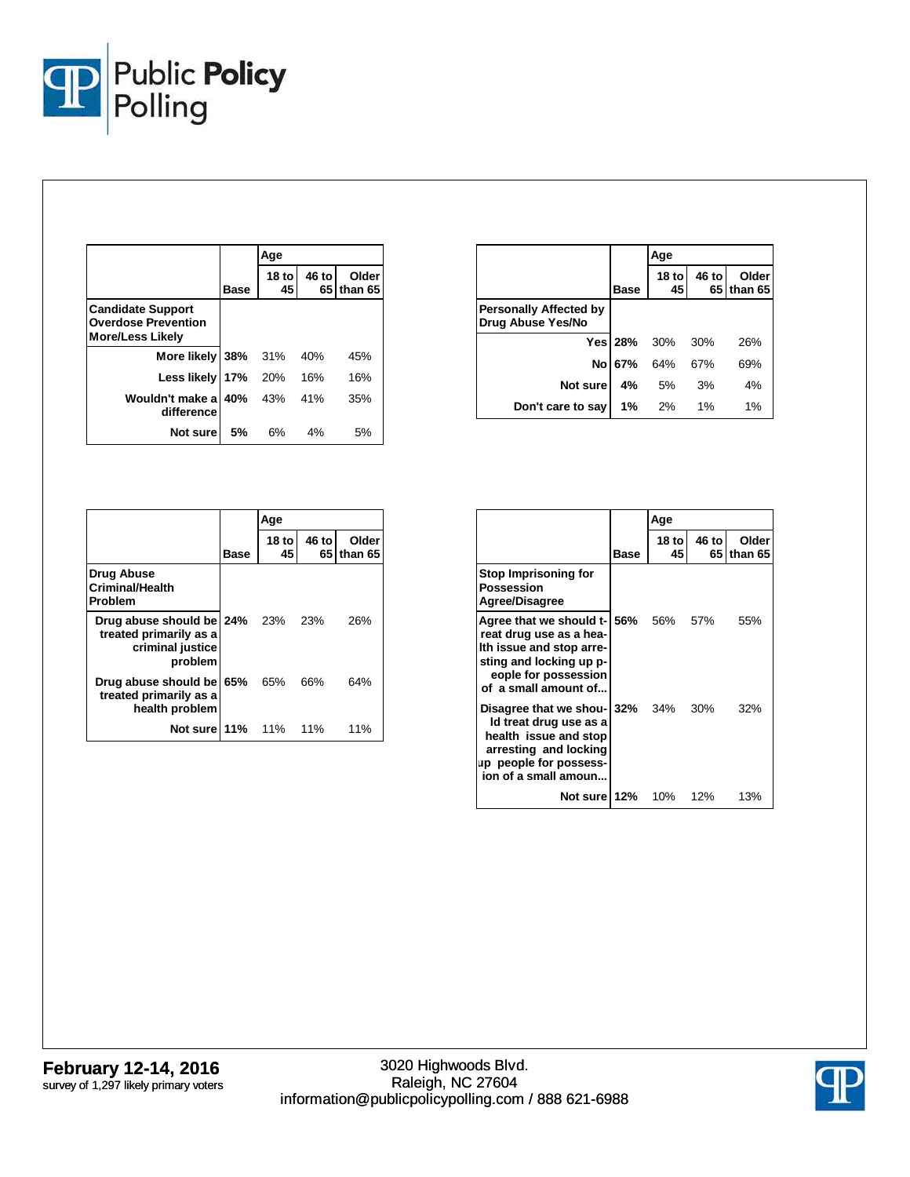| | Base | Age | | |
|---|---|---|---|---|
| | | 18 to 45 | 46 to 65 | Older than 65 |
| **Candidate Support Overdose Prevention More/Less Likely** | | | | |
| More likely | **38%** | 31% | 40% | 45% |
| Less likely | **17%** | 20% | 16% | 16% |
| Wouldn't make a difference | **40%** | 43% | 41% | 35% |
| Not sure | **5%** | 6% | 4% | 5% |

| | Base | Age | | |
|---|---|---|---|---|
| | | 18 to 45 | 46 to 65 | Older than 65 |
| **Personally Affected by Drug Abuse Yes/No** | | | | |
| Yes | **28%** | 30% | 30% | 26% |
| No | **67%** | 64% | 67% | 69% |
| Not sure | **4%** | 5% | 3% | 4% |
| Don't care to say | **1%** | 2% | 1% | 1% |

| | Base | Age | | |
|---|---|---|---|---|
| | | 18 to 45 | 46 to 65 | Older than 65 |
| **Drug Abuse Criminal/Health Problem** | | | | |
| Drug abuse should be treated primarily as a criminal justice problem | **24%** | 23% | 23% | 26% |
| Drug abuse should be treated primarily as a health problem | **65%** | 65% | 66% | 64% |
| Not sure | **11%** | 11% | 11% | 11% |

| | Base | Age | | |
|---|---|---|---|---|
| | | 18 to 45 | 46 to 65 | Older than 65 |
| **Stop Imprisoning for Possession Agree/Disagree** | | | | |
| Agree that we should treat drug use as a health issue and stop arresting and locking up people for possession of a small amount of... | **56%** | 56% | 57% | 55% |
| Disagree that we should treat drug use as a health issue and stop arresting and locking up people for possession of a small amoun... | **32%** | 34% | 30% | 32% |
| Not sure | **12%** | 10% | 12% | 13% |

**February 12-14, 2016**
survey of 1,297 likely primary voters

3020 Highwoods Blvd.
Raleigh, NC 27604
information@publicpolicypolling.com / 888 621-6988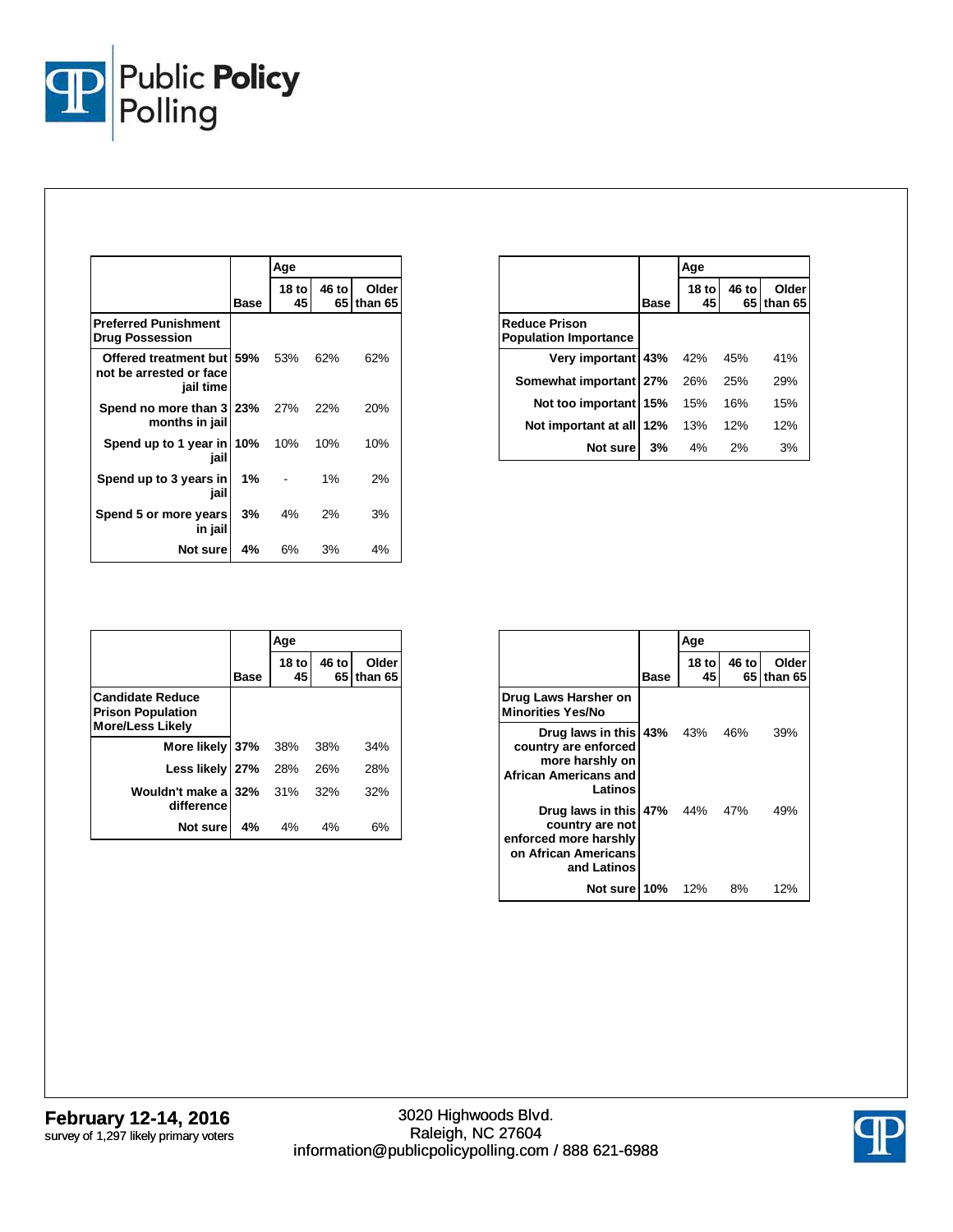| | Base | Age | | |
|---|---|---|---|---|
| | | 18 to 45 | 46 to 65 | Older than 65 |
| **Preferred Punishment Drug Possession** | | | | |
| Offered treatment but not be arrested or face jail time | **59%** | 53% | 62% | 62% |
| Spend no more than 3 months in jail | **23%** | 27% | 22% | 20% |
| Spend up to 1 year in jail | **10%** | 10% | 10% | 10% |
| Spend up to 3 years in jail | **1%** | - | 1% | 2% |
| Spend 5 or more years in jail | **3%** | 4% | 2% | 3% |
| Not sure | **4%** | 6% | 3% | 4% |

| | Base | Age | | |
|---|---|---|---|---|
| | | 18 to 45 | 46 to 65 | Older than 65 |
| **Reduce Prison Population Importance** | | | | |
| Very important | **43%** | 42% | 45% | 41% |
| Somewhat important | **27%** | 26% | 25% | 29% |
| Not too important | **15%** | 15% | 16% | 15% |
| Not important at all | **12%** | 13% | 12% | 12% |
| Not sure | **3%** | 4% | 2% | 3% |

| | Base | Age | | |
|---|---|---|---|---|
| | | 18 to 45 | 46 to 65 | Older than 65 |
| **Candidate Reduce Prison Population More/Less Likely** | | | | |
| More likely | **37%** | 38% | 38% | 34% |
| Less likely | **27%** | 28% | 26% | 28% |
| Wouldn't make a difference | **32%** | 31% | 32% | 32% |
| Not sure | **4%** | 4% | 4% | 6% |

| | Base | Age | | |
|---|---|---|---|---|
| | | 18 to 45 | 46 to 65 | Older than 65 |
| **Drug Laws Harsher on Minorities Yes/No** | | | | |
| Drug laws in this country are enforced more harshly on African Americans and Latinos | **43%** | 43% | 46% | 39% |
| Drug laws in this country are not enforced more harshly on African Americans and Latinos | **47%** | 44% | 47% | 49% |
| Not sure | **10%** | 12% | 8% | 12% |

**February 12-14, 2016**
survey of 1,297 likely primary voters

3020 Highwoods Blvd.
Raleigh, NC 27604
information@publicpolicypolling.com / 888 621-6988